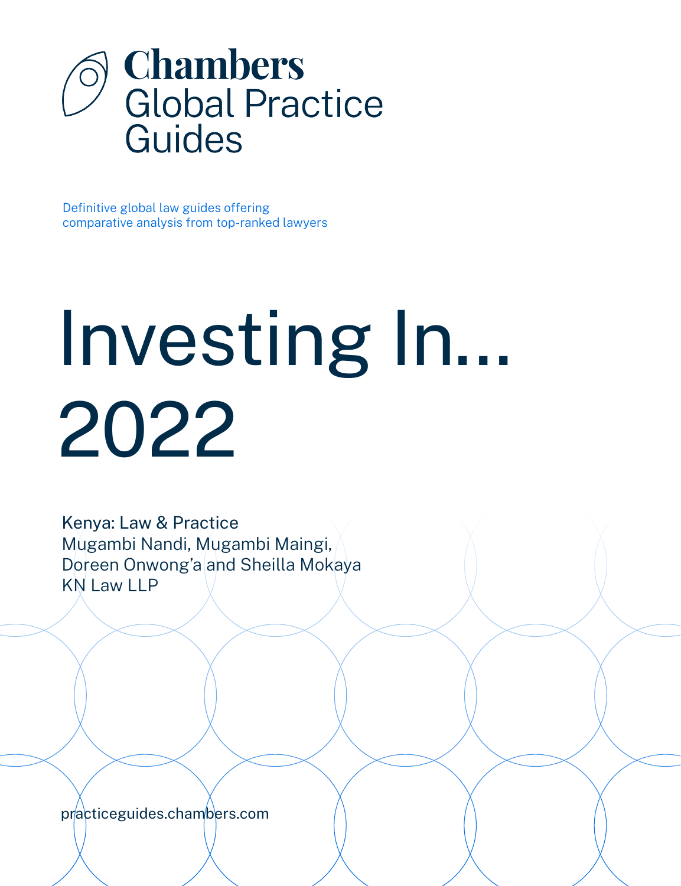# Chambers Global Practice Guides

Definitive global law guides offering comparative analysis from top-ranked lawyers

# Investing In... 2022

Kenya: Law & Practice
Mugambi Nandi, Mugambi Maingi, Doreen Onwong'a and Sheilla Mokaya
KN Law LLP

practiceguides.chambers.com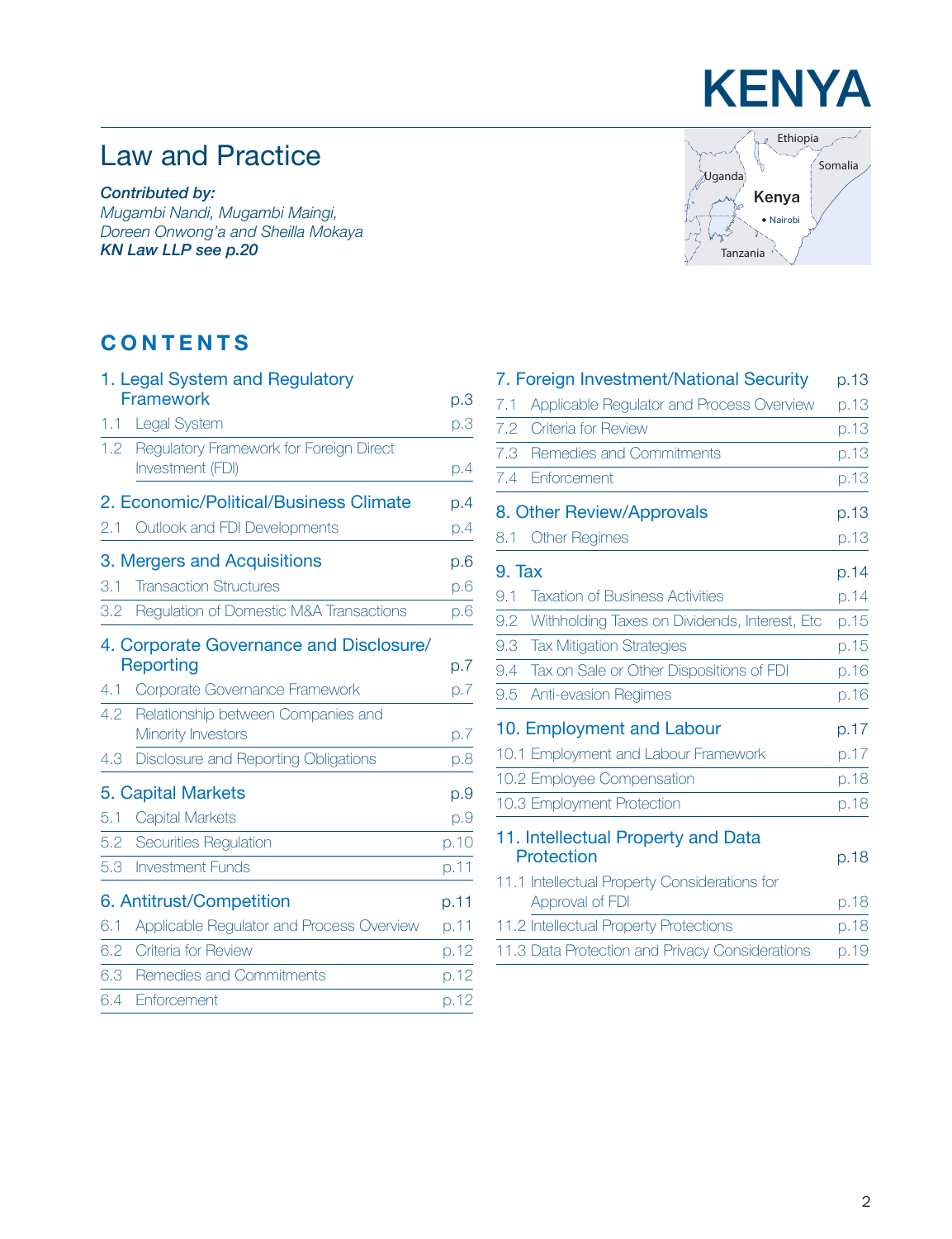# KENYA

## Law and Practice

***Contributed by:***
*Mugambi Nandi, Mugambi Maingi, Doreen Onwong'a and Sheilla Mokaya*
***KN Law LLP see p.20***

## CONTENTS

**1. Legal System and Regulatory Framework** p.3
- 1.1 Legal System p.3
- 1.2 Regulatory Framework for Foreign Direct Investment (FDI) p.4

**2. Economic/Political/Business Climate** p.4
- 2.1 Outlook and FDI Developments p.4

**3. Mergers and Acquisitions** p.6
- 3.1 Transaction Structures p.6
- 3.2 Regulation of Domestic M&A Transactions p.6

**4. Corporate Governance and Disclosure/Reporting** p.7
- 4.1 Corporate Governance Framework p.7
- 4.2 Relationship between Companies and Minority Investors p.7
- 4.3 Disclosure and Reporting Obligations p.8

**5. Capital Markets** p.9
- 5.1 Capital Markets p.9
- 5.2 Securities Regulation p.10
- 5.3 Investment Funds p.11

**6. Antitrust/Competition** p.11
- 6.1 Applicable Regulator and Process Overview p.11
- 6.2 Criteria for Review p.12
- 6.3 Remedies and Commitments p.12
- 6.4 Enforcement p.12

**7. Foreign Investment/National Security** p.13
- 7.1 Applicable Regulator and Process Overview p.13
- 7.2 Criteria for Review p.13
- 7.3 Remedies and Commitments p.13
- 7.4 Enforcement p.13

**8. Other Review/Approvals** p.13
- 8.1 Other Regimes p.13

**9. Tax** p.14
- 9.1 Taxation of Business Activities p.14
- 9.2 Withholding Taxes on Dividends, Interest, Etc p.15
- 9.3 Tax Mitigation Strategies p.15
- 9.4 Tax on Sale or Other Dispositions of FDI p.16
- 9.5 Anti-evasion Regimes p.16

**10. Employment and Labour** p.17
- 10.1 Employment and Labour Framework p.17
- 10.2 Employee Compensation p.18
- 10.3 Employment Protection p.18

**11. Intellectual Property and Data Protection** p.18
- 11.1 Intellectual Property Considerations for Approval of FDI p.18
- 11.2 Intellectual Property Protections p.18
- 11.3 Data Protection and Privacy Considerations p.19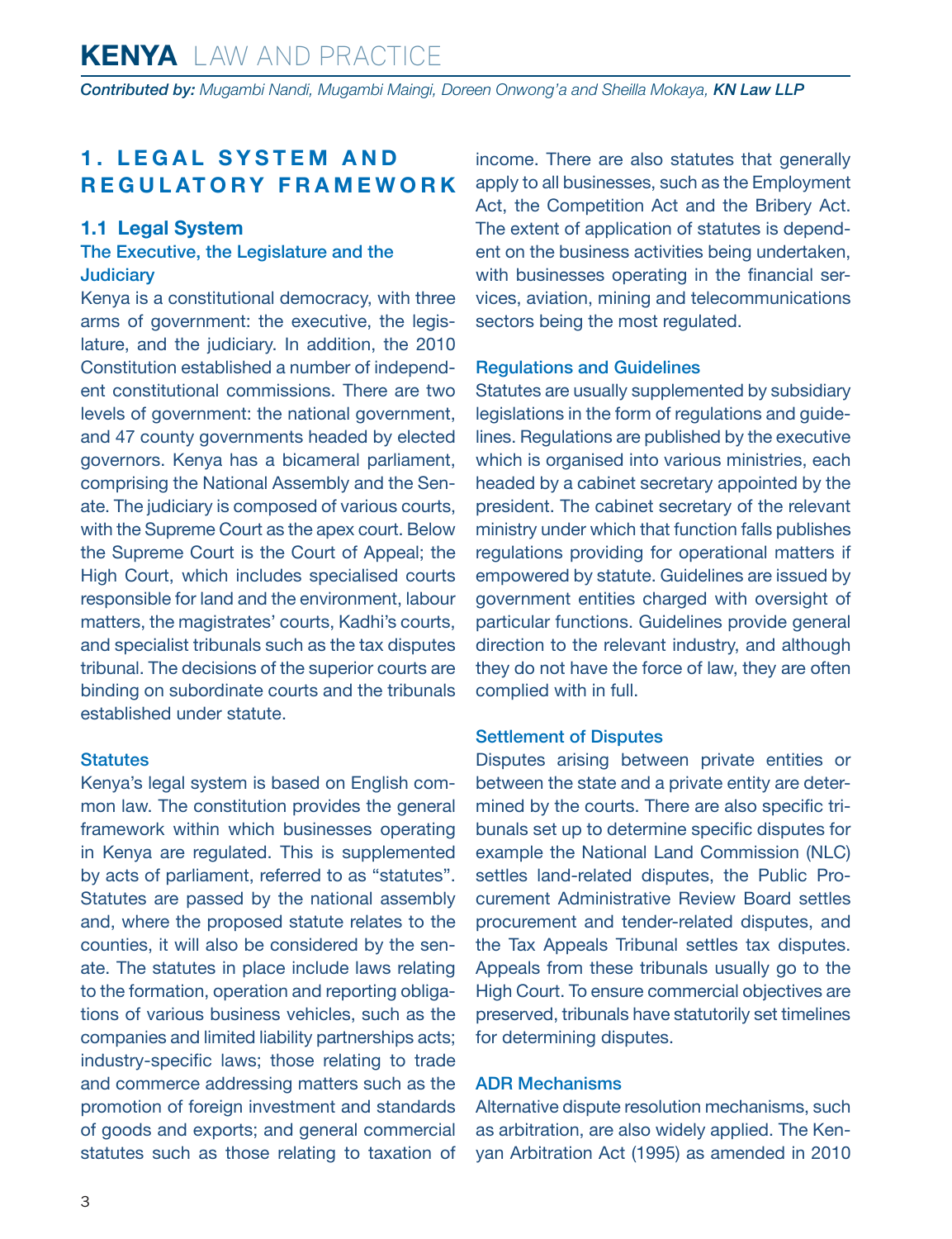# 1. LEGAL SYSTEM AND REGULATORY FRAMEWORK

## 1.1 Legal System

### The Executive, the Legislature and the Judiciary

Kenya is a constitutional democracy, with three arms of government: the executive, the legislature, and the judiciary. In addition, the 2010 Constitution established a number of independent constitutional commissions. There are two levels of government: the national government, and 47 county governments headed by elected governors. Kenya has a bicameral parliament, comprising the National Assembly and the Senate. The judiciary is composed of various courts, with the Supreme Court as the apex court. Below the Supreme Court is the Court of Appeal; the High Court, which includes specialised courts responsible for land and the environment, labour matters, the magistrates' courts, Kadhi's courts, and specialist tribunals such as the tax disputes tribunal. The decisions of the superior courts are binding on subordinate courts and the tribunals established under statute.

### Statutes

Kenya's legal system is based on English common law. The constitution provides the general framework within which businesses operating in Kenya are regulated. This is supplemented by acts of parliament, referred to as "statutes". Statutes are passed by the national assembly and, where the proposed statute relates to the counties, it will also be considered by the senate. The statutes in place include laws relating to the formation, operation and reporting obligations of various business vehicles, such as the companies and limited liability partnerships acts; industry-specific laws; those relating to trade and commerce addressing matters such as the promotion of foreign investment and standards of goods and exports; and general commercial statutes such as those relating to taxation of income. There are also statutes that generally apply to all businesses, such as the Employment Act, the Competition Act and the Bribery Act. The extent of application of statutes is dependent on the business activities being undertaken, with businesses operating in the financial services, aviation, mining and telecommunications sectors being the most regulated.

### Regulations and Guidelines

Statutes are usually supplemented by subsidiary legislations in the form of regulations and guidelines. Regulations are published by the executive which is organised into various ministries, each headed by a cabinet secretary appointed by the president. The cabinet secretary of the relevant ministry under which that function falls publishes regulations providing for operational matters if empowered by statute. Guidelines are issued by government entities charged with oversight of particular functions. Guidelines provide general direction to the relevant industry, and although they do not have the force of law, they are often complied with in full.

### Settlement of Disputes

Disputes arising between private entities or between the state and a private entity are determined by the courts. There are also specific tribunals set up to determine specific disputes for example the National Land Commission (NLC) settles land-related disputes, the Public Procurement Administrative Review Board settles procurement and tender-related disputes, and the Tax Appeals Tribunal settles tax disputes. Appeals from these tribunals usually go to the High Court. To ensure commercial objectives are preserved, tribunals have statutorily set timelines for determining disputes.

### ADR Mechanisms

Alternative dispute resolution mechanisms, such as arbitration, are also widely applied. The Kenyan Arbitration Act (1995) as amended in 2010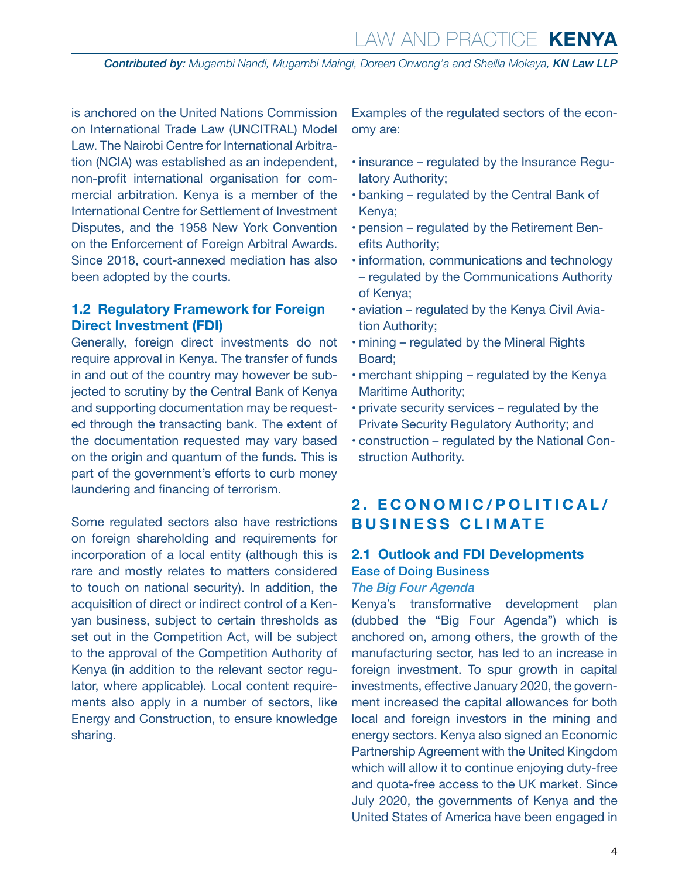is anchored on the United Nations Commission on International Trade Law (UNCITRAL) Model Law. The Nairobi Centre for International Arbitration (NCIA) was established as an independent, non-profit international organisation for commercial arbitration. Kenya is a member of the International Centre for Settlement of Investment Disputes, and the 1958 New York Convention on the Enforcement of Foreign Arbitral Awards. Since 2018, court-annexed mediation has also been adopted by the courts.

### 1.2 Regulatory Framework for Foreign Direct Investment (FDI)

Generally, foreign direct investments do not require approval in Kenya. The transfer of funds in and out of the country may however be subjected to scrutiny by the Central Bank of Kenya and supporting documentation may be requested through the transacting bank. The extent of the documentation requested may vary based on the origin and quantum of the funds. This is part of the government's efforts to curb money laundering and financing of terrorism.

Some regulated sectors also have restrictions on foreign shareholding and requirements for incorporation of a local entity (although this is rare and mostly relates to matters considered to touch on national security). In addition, the acquisition of direct or indirect control of a Kenyan business, subject to certain thresholds as set out in the Competition Act, will be subject to the approval of the Competition Authority of Kenya (in addition to the relevant sector regulator, where applicable). Local content requirements also apply in a number of sectors, like Energy and Construction, to ensure knowledge sharing.

Examples of the regulated sectors of the economy are:

- insurance – regulated by the Insurance Regulatory Authority;
- banking – regulated by the Central Bank of Kenya;
- pension – regulated by the Retirement Benefits Authority;
- information, communications and technology – regulated by the Communications Authority of Kenya;
- aviation – regulated by the Kenya Civil Aviation Authority;
- mining – regulated by the Mineral Rights Board;
- merchant shipping – regulated by the Kenya Maritime Authority;
- private security services – regulated by the Private Security Regulatory Authority; and
- construction – regulated by the National Construction Authority.

## 2. ECONOMIC/POLITICAL/BUSINESS CLIMATE

### 2.1 Outlook and FDI Developments

#### Ease of Doing Business

*The Big Four Agenda*

Kenya's transformative development plan (dubbed the "Big Four Agenda") which is anchored on, among others, the growth of the manufacturing sector, has led to an increase in foreign investment. To spur growth in capital investments, effective January 2020, the government increased the capital allowances for both local and foreign investors in the mining and energy sectors. Kenya also signed an Economic Partnership Agreement with the United Kingdom which will allow it to continue enjoying duty-free and quota-free access to the UK market. Since July 2020, the governments of Kenya and the United States of America have been engaged in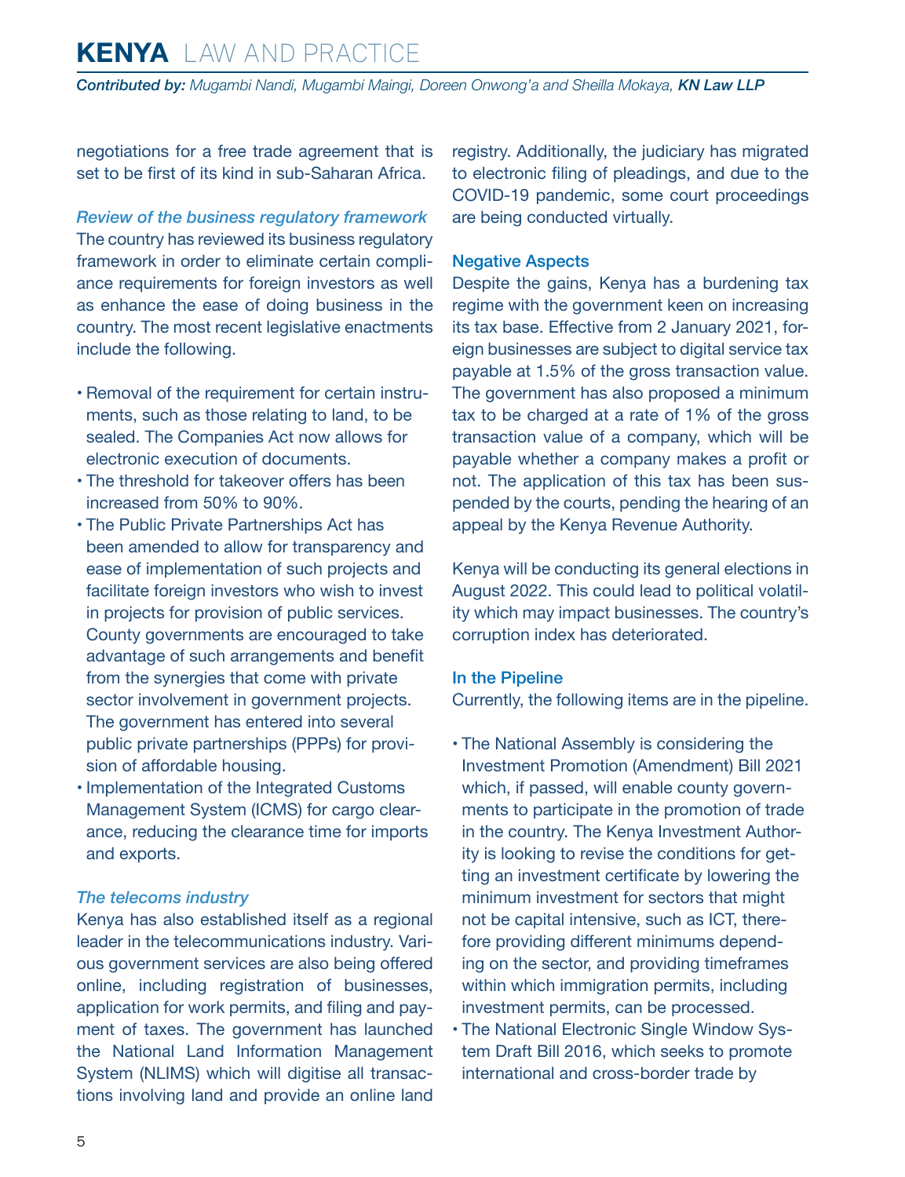negotiations for a free trade agreement that is set to be first of its kind in sub-Saharan Africa.

*Review of the business regulatory framework*

The country has reviewed its business regulatory framework in order to eliminate certain compliance requirements for foreign investors as well as enhance the ease of doing business in the country. The most recent legislative enactments include the following.

- Removal of the requirement for certain instruments, such as those relating to land, to be sealed. The Companies Act now allows for electronic execution of documents.
- The threshold for takeover offers has been increased from 50% to 90%.
- The Public Private Partnerships Act has been amended to allow for transparency and ease of implementation of such projects and facilitate foreign investors who wish to invest in projects for provision of public services. County governments are encouraged to take advantage of such arrangements and benefit from the synergies that come with private sector involvement in government projects. The government has entered into several public private partnerships (PPPs) for provision of affordable housing.
- Implementation of the Integrated Customs Management System (ICMS) for cargo clearance, reducing the clearance time for imports and exports.

*The telecoms industry*

Kenya has also established itself as a regional leader in the telecommunications industry. Various government services are also being offered online, including registration of businesses, application for work permits, and filing and payment of taxes. The government has launched the National Land Information Management System (NLIMS) which will digitise all transactions involving land and provide an online land registry. Additionally, the judiciary has migrated to electronic filing of pleadings, and due to the COVID-19 pandemic, some court proceedings are being conducted virtually.

### Negative Aspects

Despite the gains, Kenya has a burdening tax regime with the government keen on increasing its tax base. Effective from 2 January 2021, foreign businesses are subject to digital service tax payable at 1.5% of the gross transaction value. The government has also proposed a minimum tax to be charged at a rate of 1% of the gross transaction value of a company, which will be payable whether a company makes a profit or not. The application of this tax has been suspended by the courts, pending the hearing of an appeal by the Kenya Revenue Authority.

Kenya will be conducting its general elections in August 2022. This could lead to political volatility which may impact businesses. The country's corruption index has deteriorated.

### In the Pipeline

Currently, the following items are in the pipeline.

- The National Assembly is considering the Investment Promotion (Amendment) Bill 2021 which, if passed, will enable county governments to participate in the promotion of trade in the country. The Kenya Investment Authority is looking to revise the conditions for getting an investment certificate by lowering the minimum investment for sectors that might not be capital intensive, such as ICT, therefore providing different minimums depending on the sector, and providing timeframes within which immigration permits, including investment permits, can be processed.
- The National Electronic Single Window System Draft Bill 2016, which seeks to promote international and cross-border trade by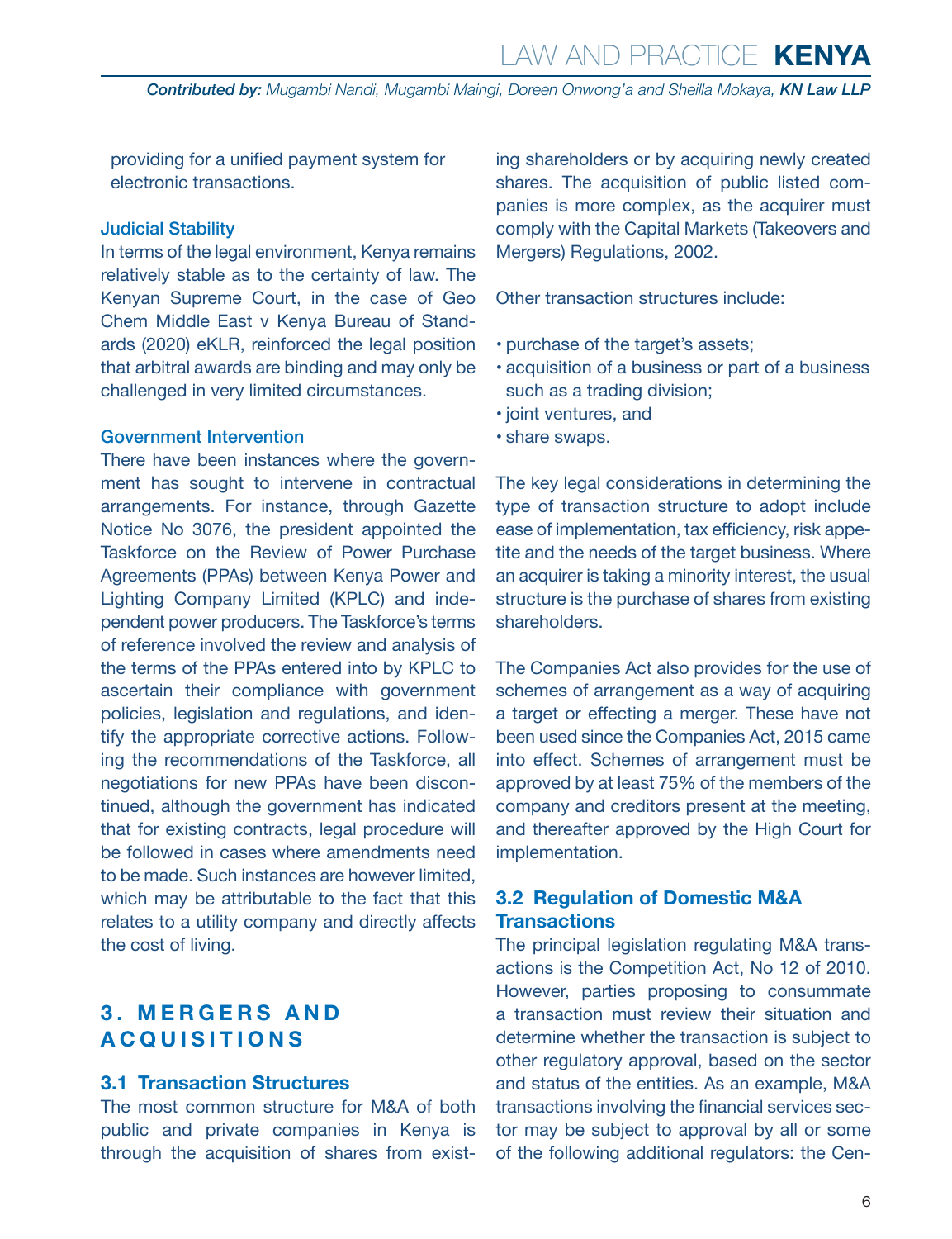providing for a unified payment system for electronic transactions.

### Judicial Stability

In terms of the legal environment, Kenya remains relatively stable as to the certainty of law. The Kenyan Supreme Court, in the case of Geo Chem Middle East v Kenya Bureau of Standards (2020) eKLR, reinforced the legal position that arbitral awards are binding and may only be challenged in very limited circumstances.

### Government Intervention

There have been instances where the government has sought to intervene in contractual arrangements. For instance, through Gazette Notice No 3076, the president appointed the Taskforce on the Review of Power Purchase Agreements (PPAs) between Kenya Power and Lighting Company Limited (KPLC) and independent power producers. The Taskforce's terms of reference involved the review and analysis of the terms of the PPAs entered into by KPLC to ascertain their compliance with government policies, legislation and regulations, and identify the appropriate corrective actions. Following the recommendations of the Taskforce, all negotiations for new PPAs have been discontinued, although the government has indicated that for existing contracts, legal procedure will be followed in cases where amendments need to be made. Such instances are however limited, which may be attributable to the fact that this relates to a utility company and directly affects the cost of living.

# 3. MERGERS AND ACQUISITIONS

## 3.1 Transaction Structures

The most common structure for M&A of both public and private companies in Kenya is through the acquisition of shares from existing shareholders or by acquiring newly created shares. The acquisition of public listed companies is more complex, as the acquirer must comply with the Capital Markets (Takeovers and Mergers) Regulations, 2002.

Other transaction structures include:

- purchase of the target's assets;
- acquisition of a business or part of a business such as a trading division;
- joint ventures, and
- share swaps.

The key legal considerations in determining the type of transaction structure to adopt include ease of implementation, tax efficiency, risk appetite and the needs of the target business. Where an acquirer is taking a minority interest, the usual structure is the purchase of shares from existing shareholders.

The Companies Act also provides for the use of schemes of arrangement as a way of acquiring a target or effecting a merger. These have not been used since the Companies Act, 2015 came into effect. Schemes of arrangement must be approved by at least 75% of the members of the company and creditors present at the meeting, and thereafter approved by the High Court for implementation.

## 3.2 Regulation of Domestic M&A Transactions

The principal legislation regulating M&A transactions is the Competition Act, No 12 of 2010. However, parties proposing to consummate a transaction must review their situation and determine whether the transaction is subject to other regulatory approval, based on the sector and status of the entities. As an example, M&A transactions involving the financial services sector may be subject to approval by all or some of the following additional regulators: the Cen-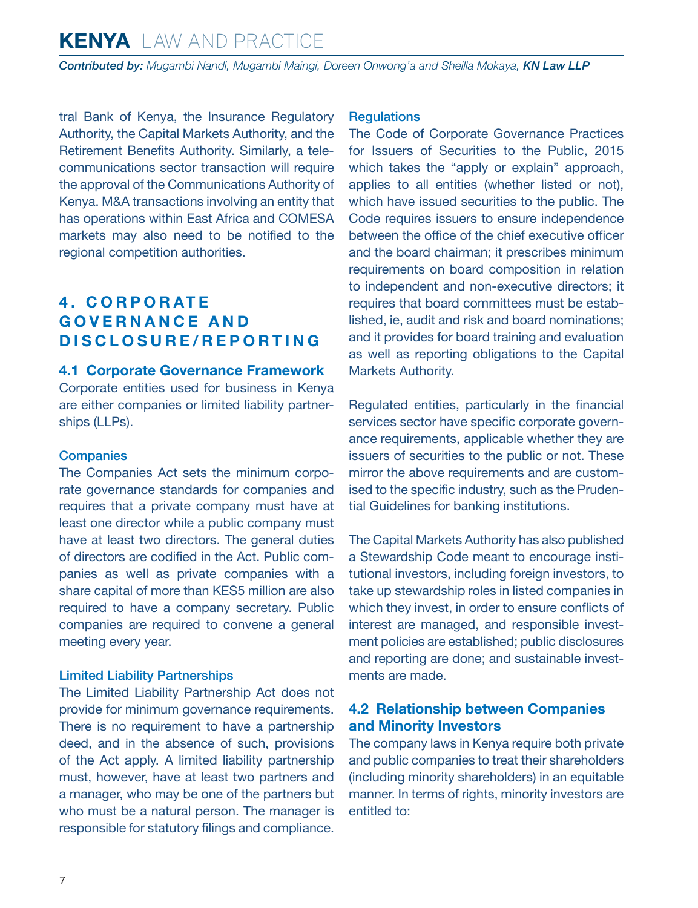tral Bank of Kenya, the Insurance Regulatory Authority, the Capital Markets Authority, and the Retirement Benefits Authority. Similarly, a telecommunications sector transaction will require the approval of the Communications Authority of Kenya. M&A transactions involving an entity that has operations within East Africa and COMESA markets may also need to be notified to the regional competition authorities.

## 4. CORPORATE GOVERNANCE AND DISCLOSURE/REPORTING

### 4.1 Corporate Governance Framework

Corporate entities used for business in Kenya are either companies or limited liability partnerships (LLPs).

#### Companies

The Companies Act sets the minimum corporate governance standards for companies and requires that a private company must have at least one director while a public company must have at least two directors. The general duties of directors are codified in the Act. Public companies as well as private companies with a share capital of more than KES5 million are also required to have a company secretary. Public companies are required to convene a general meeting every year.

#### Limited Liability Partnerships

The Limited Liability Partnership Act does not provide for minimum governance requirements. There is no requirement to have a partnership deed, and in the absence of such, provisions of the Act apply. A limited liability partnership must, however, have at least two partners and a manager, who may be one of the partners but who must be a natural person. The manager is responsible for statutory filings and compliance.

#### Regulations

The Code of Corporate Governance Practices for Issuers of Securities to the Public, 2015 which takes the "apply or explain" approach, applies to all entities (whether listed or not), which have issued securities to the public. The Code requires issuers to ensure independence between the office of the chief executive officer and the board chairman; it prescribes minimum requirements on board composition in relation to independent and non-executive directors; it requires that board committees must be established, ie, audit and risk and board nominations; and it provides for board training and evaluation as well as reporting obligations to the Capital Markets Authority.

Regulated entities, particularly in the financial services sector have specific corporate governance requirements, applicable whether they are issuers of securities to the public or not. These mirror the above requirements and are customised to the specific industry, such as the Prudential Guidelines for banking institutions.

The Capital Markets Authority has also published a Stewardship Code meant to encourage institutional investors, including foreign investors, to take up stewardship roles in listed companies in which they invest, in order to ensure conflicts of interest are managed, and responsible investment policies are established; public disclosures and reporting are done; and sustainable investments are made.

### 4.2 Relationship between Companies and Minority Investors

The company laws in Kenya require both private and public companies to treat their shareholders (including minority shareholders) in an equitable manner. In terms of rights, minority investors are entitled to: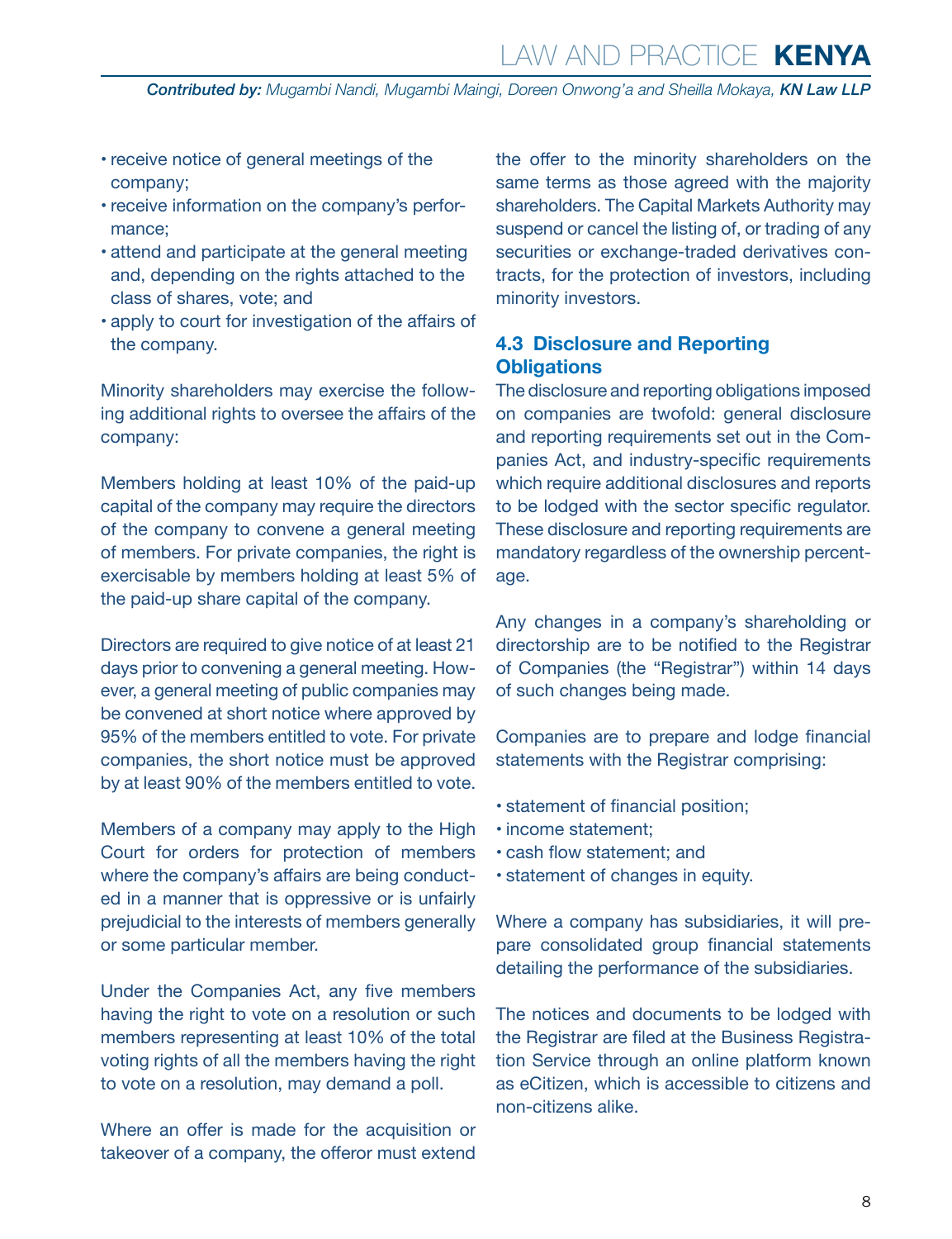- receive notice of general meetings of the company;
- receive information on the company's performance;
- attend and participate at the general meeting and, depending on the rights attached to the class of shares, vote; and
- apply to court for investigation of the affairs of the company.

Minority shareholders may exercise the following additional rights to oversee the affairs of the company:

Members holding at least 10% of the paid-up capital of the company may require the directors of the company to convene a general meeting of members. For private companies, the right is exercisable by members holding at least 5% of the paid-up share capital of the company.

Directors are required to give notice of at least 21 days prior to convening a general meeting. However, a general meeting of public companies may be convened at short notice where approved by 95% of the members entitled to vote. For private companies, the short notice must be approved by at least 90% of the members entitled to vote.

Members of a company may apply to the High Court for orders for protection of members where the company's affairs are being conducted in a manner that is oppressive or is unfairly prejudicial to the interests of members generally or some particular member.

Under the Companies Act, any five members having the right to vote on a resolution or such members representing at least 10% of the total voting rights of all the members having the right to vote on a resolution, may demand a poll.

Where an offer is made for the acquisition or takeover of a company, the offeror must extend the offer to the minority shareholders on the same terms as those agreed with the majority shareholders. The Capital Markets Authority may suspend or cancel the listing of, or trading of any securities or exchange-traded derivatives contracts, for the protection of investors, including minority investors.

## 4.3 Disclosure and Reporting Obligations

The disclosure and reporting obligations imposed on companies are twofold: general disclosure and reporting requirements set out in the Companies Act, and industry-specific requirements which require additional disclosures and reports to be lodged with the sector specific regulator. These disclosure and reporting requirements are mandatory regardless of the ownership percentage.

Any changes in a company's shareholding or directorship are to be notified to the Registrar of Companies (the "Registrar") within 14 days of such changes being made.

Companies are to prepare and lodge financial statements with the Registrar comprising:

- statement of financial position;
- income statement;
- cash flow statement; and
- statement of changes in equity.

Where a company has subsidiaries, it will prepare consolidated group financial statements detailing the performance of the subsidiaries.

The notices and documents to be lodged with the Registrar are filed at the Business Registration Service through an online platform known as eCitizen, which is accessible to citizens and non-citizens alike.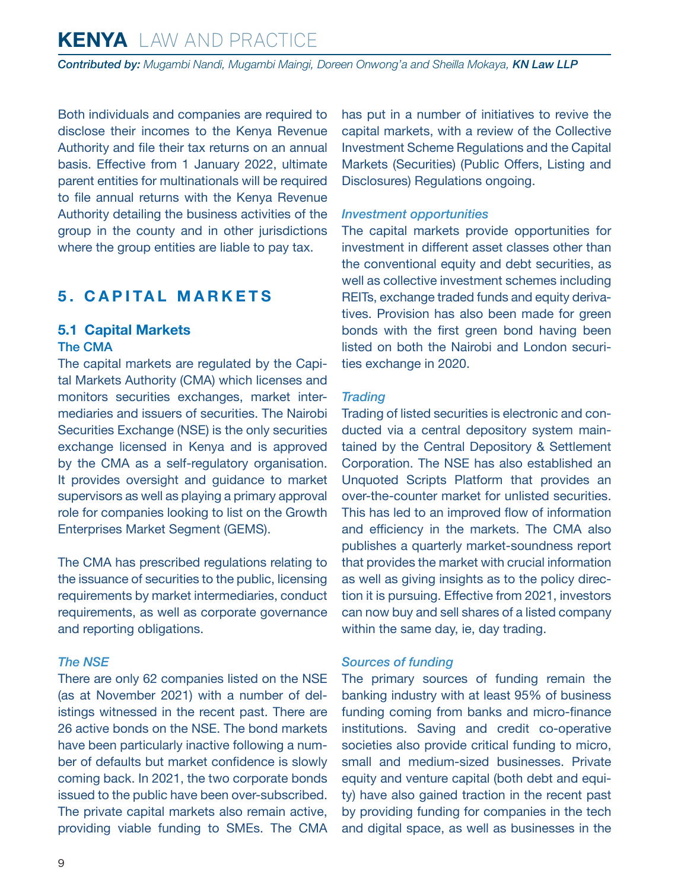Both individuals and companies are required to disclose their incomes to the Kenya Revenue Authority and file their tax returns on an annual basis. Effective from 1 January 2022, ultimate parent entities for multinationals will be required to file annual returns with the Kenya Revenue Authority detailing the business activities of the group in the county and in other jurisdictions where the group entities are liable to pay tax.

# 5. CAPITAL MARKETS

## 5.1 Capital Markets

### The CMA

The capital markets are regulated by the Capital Markets Authority (CMA) which licenses and monitors securities exchanges, market intermediaries and issuers of securities. The Nairobi Securities Exchange (NSE) is the only securities exchange licensed in Kenya and is approved by the CMA as a self-regulatory organisation. It provides oversight and guidance to market supervisors as well as playing a primary approval role for companies looking to list on the Growth Enterprises Market Segment (GEMS).

The CMA has prescribed regulations relating to the issuance of securities to the public, licensing requirements by market intermediaries, conduct requirements, as well as corporate governance and reporting obligations.

*The NSE*

There are only 62 companies listed on the NSE (as at November 2021) with a number of delistings witnessed in the recent past. There are 26 active bonds on the NSE. The bond markets have been particularly inactive following a number of defaults but market confidence is slowly coming back. In 2021, the two corporate bonds issued to the public have been over-subscribed. The private capital markets also remain active, providing viable funding to SMEs. The CMA has put in a number of initiatives to revive the capital markets, with a review of the Collective Investment Scheme Regulations and the Capital Markets (Securities) (Public Offers, Listing and Disclosures) Regulations ongoing.

*Investment opportunities*

The capital markets provide opportunities for investment in different asset classes other than the conventional equity and debt securities, as well as collective investment schemes including REITs, exchange traded funds and equity derivatives. Provision has also been made for green bonds with the first green bond having been listed on both the Nairobi and London securities exchange in 2020.

*Trading*

Trading of listed securities is electronic and conducted via a central depository system maintained by the Central Depository & Settlement Corporation. The NSE has also established an Unquoted Scripts Platform that provides an over-the-counter market for unlisted securities. This has led to an improved flow of information and efficiency in the markets. The CMA also publishes a quarterly market-soundness report that provides the market with crucial information as well as giving insights as to the policy direction it is pursuing. Effective from 2021, investors can now buy and sell shares of a listed company within the same day, ie, day trading.

*Sources of funding*

The primary sources of funding remain the banking industry with at least 95% of business funding coming from banks and micro-finance institutions. Saving and credit co-operative societies also provide critical funding to micro, small and medium-sized businesses. Private equity and venture capital (both debt and equity) have also gained traction in the recent past by providing funding for companies in the tech and digital space, as well as businesses in the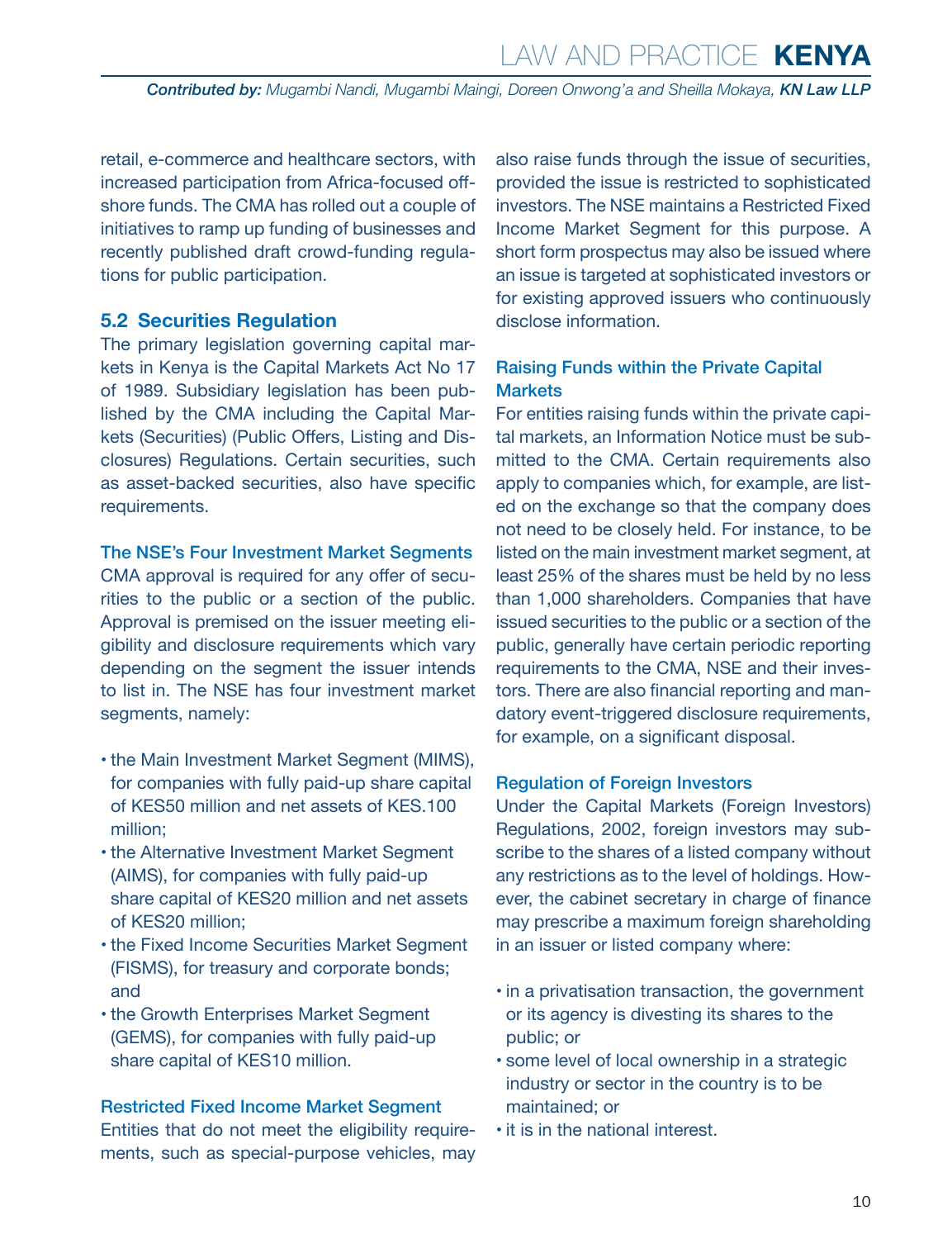retail, e-commerce and healthcare sectors, with increased participation from Africa-focused offshore funds. The CMA has rolled out a couple of initiatives to ramp up funding of businesses and recently published draft crowd-funding regulations for public participation.

## 5.2 Securities Regulation

The primary legislation governing capital markets in Kenya is the Capital Markets Act No 17 of 1989. Subsidiary legislation has been published by the CMA including the Capital Markets (Securities) (Public Offers, Listing and Disclosures) Regulations. Certain securities, such as asset-backed securities, also have specific requirements.

### The NSE's Four Investment Market Segments

CMA approval is required for any offer of securities to the public or a section of the public. Approval is premised on the issuer meeting eligibility and disclosure requirements which vary depending on the segment the issuer intends to list in. The NSE has four investment market segments, namely:

- the Main Investment Market Segment (MIMS), for companies with fully paid-up share capital of KES50 million and net assets of KES.100 million;
- the Alternative Investment Market Segment (AIMS), for companies with fully paid-up share capital of KES20 million and net assets of KES20 million;
- the Fixed Income Securities Market Segment (FISMS), for treasury and corporate bonds; and
- the Growth Enterprises Market Segment (GEMS), for companies with fully paid-up share capital of KES10 million.

### Restricted Fixed Income Market Segment

Entities that do not meet the eligibility requirements, such as special-purpose vehicles, may also raise funds through the issue of securities, provided the issue is restricted to sophisticated investors. The NSE maintains a Restricted Fixed Income Market Segment for this purpose. A short form prospectus may also be issued where an issue is targeted at sophisticated investors or for existing approved issuers who continuously disclose information.

### Raising Funds within the Private Capital Markets

For entities raising funds within the private capital markets, an Information Notice must be submitted to the CMA. Certain requirements also apply to companies which, for example, are listed on the exchange so that the company does not need to be closely held. For instance, to be listed on the main investment market segment, at least 25% of the shares must be held by no less than 1,000 shareholders. Companies that have issued securities to the public or a section of the public, generally have certain periodic reporting requirements to the CMA, NSE and their investors. There are also financial reporting and mandatory event-triggered disclosure requirements, for example, on a significant disposal.

### Regulation of Foreign Investors

Under the Capital Markets (Foreign Investors) Regulations, 2002, foreign investors may subscribe to the shares of a listed company without any restrictions as to the level of holdings. However, the cabinet secretary in charge of finance may prescribe a maximum foreign shareholding in an issuer or listed company where:

- in a privatisation transaction, the government or its agency is divesting its shares to the public; or
- some level of local ownership in a strategic industry or sector in the country is to be maintained; or
- it is in the national interest.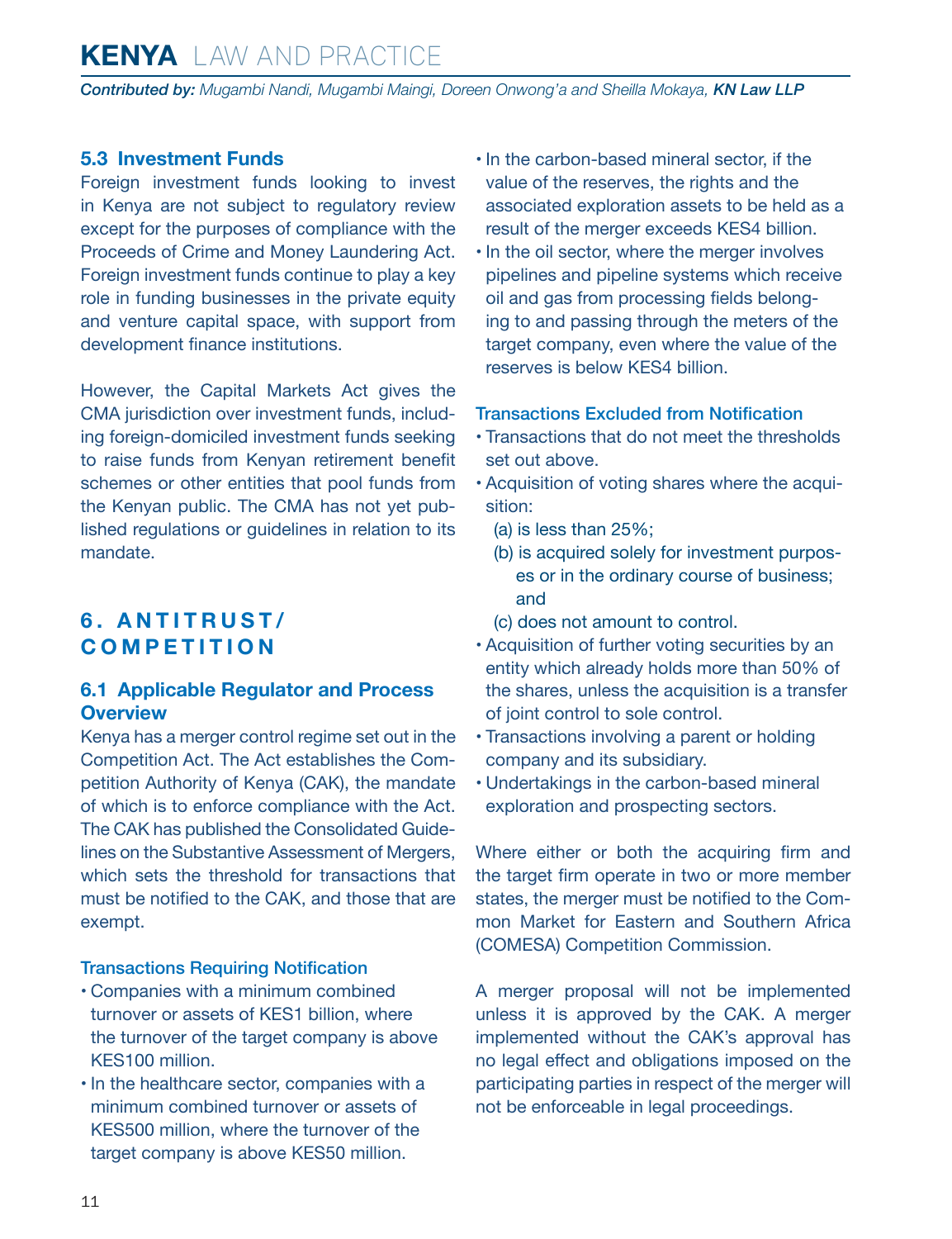### 5.3 Investment Funds

Foreign investment funds looking to invest in Kenya are not subject to regulatory review except for the purposes of compliance with the Proceeds of Crime and Money Laundering Act. Foreign investment funds continue to play a key role in funding businesses in the private equity and venture capital space, with support from development finance institutions.

However, the Capital Markets Act gives the CMA jurisdiction over investment funds, including foreign-domiciled investment funds seeking to raise funds from Kenyan retirement benefit schemes or other entities that pool funds from the Kenyan public. The CMA has not yet published regulations or guidelines in relation to its mandate.

## 6. ANTITRUST/COMPETITION

### 6.1 Applicable Regulator and Process Overview

Kenya has a merger control regime set out in the Competition Act. The Act establishes the Competition Authority of Kenya (CAK), the mandate of which is to enforce compliance with the Act. The CAK has published the Consolidated Guidelines on the Substantive Assessment of Mergers, which sets the threshold for transactions that must be notified to the CAK, and those that are exempt.

#### Transactions Requiring Notification

- Companies with a minimum combined turnover or assets of KES1 billion, where the turnover of the target company is above KES100 million.
- In the healthcare sector, companies with a minimum combined turnover or assets of KES500 million, where the turnover of the target company is above KES50 million.
- In the carbon-based mineral sector, if the value of the reserves, the rights and the associated exploration assets to be held as a result of the merger exceeds KES4 billion.
- In the oil sector, where the merger involves pipelines and pipeline systems which receive oil and gas from processing fields belonging to and passing through the meters of the target company, even where the value of the reserves is below KES4 billion.

#### Transactions Excluded from Notification

- Transactions that do not meet the thresholds set out above.
- Acquisition of voting shares where the acquisition:
  - (a) is less than 25%;
  - (b) is acquired solely for investment purposes or in the ordinary course of business; and
  - (c) does not amount to control.
- Acquisition of further voting securities by an entity which already holds more than 50% of the shares, unless the acquisition is a transfer of joint control to sole control.
- Transactions involving a parent or holding company and its subsidiary.
- Undertakings in the carbon-based mineral exploration and prospecting sectors.

Where either or both the acquiring firm and the target firm operate in two or more member states, the merger must be notified to the Common Market for Eastern and Southern Africa (COMESA) Competition Commission.

A merger proposal will not be implemented unless it is approved by the CAK. A merger implemented without the CAK's approval has no legal effect and obligations imposed on the participating parties in respect of the merger will not be enforceable in legal proceedings.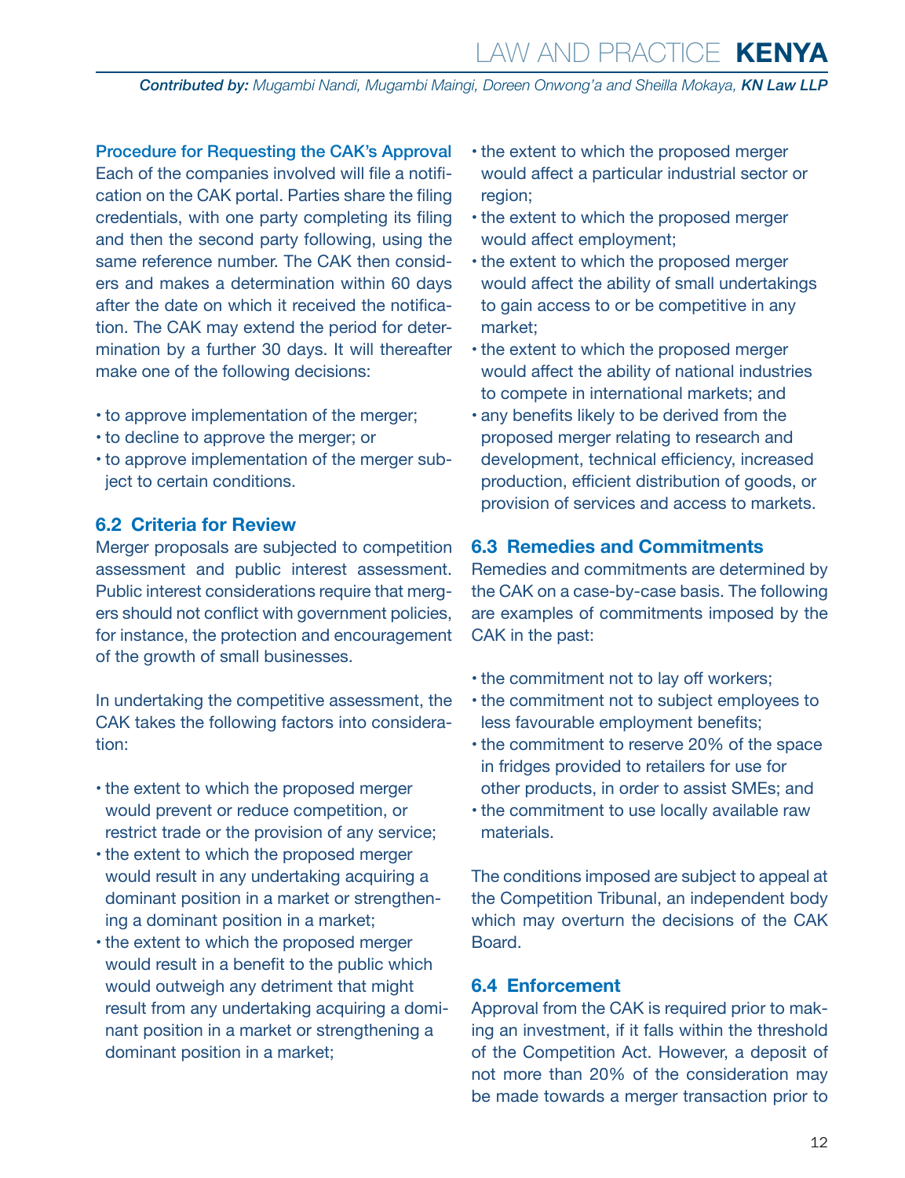### Procedure for Requesting the CAK's Approval

Each of the companies involved will file a notification on the CAK portal. Parties share the filing credentials, with one party completing its filing and then the second party following, using the same reference number. The CAK then considers and makes a determination within 60 days after the date on which it received the notification. The CAK may extend the period for determination by a further 30 days. It will thereafter make one of the following decisions:

- to approve implementation of the merger;
- to decline to approve the merger; or
- to approve implementation of the merger subject to certain conditions.

## 6.2 Criteria for Review

Merger proposals are subjected to competition assessment and public interest assessment. Public interest considerations require that mergers should not conflict with government policies, for instance, the protection and encouragement of the growth of small businesses.

In undertaking the competitive assessment, the CAK takes the following factors into consideration:

- the extent to which the proposed merger would prevent or reduce competition, or restrict trade or the provision of any service;
- the extent to which the proposed merger would result in any undertaking acquiring a dominant position in a market or strengthening a dominant position in a market;
- the extent to which the proposed merger would result in a benefit to the public which would outweigh any detriment that might result from any undertaking acquiring a dominant position in a market or strengthening a dominant position in a market;
- the extent to which the proposed merger would affect a particular industrial sector or region;
- the extent to which the proposed merger would affect employment;
- the extent to which the proposed merger would affect the ability of small undertakings to gain access to or be competitive in any market;
- the extent to which the proposed merger would affect the ability of national industries to compete in international markets; and
- any benefits likely to be derived from the proposed merger relating to research and development, technical efficiency, increased production, efficient distribution of goods, or provision of services and access to markets.

## 6.3 Remedies and Commitments

Remedies and commitments are determined by the CAK on a case-by-case basis. The following are examples of commitments imposed by the CAK in the past:

- the commitment not to lay off workers;
- the commitment not to subject employees to less favourable employment benefits;
- the commitment to reserve 20% of the space in fridges provided to retailers for use for other products, in order to assist SMEs; and
- the commitment to use locally available raw materials.

The conditions imposed are subject to appeal at the Competition Tribunal, an independent body which may overturn the decisions of the CAK Board.

## 6.4 Enforcement

Approval from the CAK is required prior to making an investment, if it falls within the threshold of the Competition Act. However, a deposit of not more than 20% of the consideration may be made towards a merger transaction prior to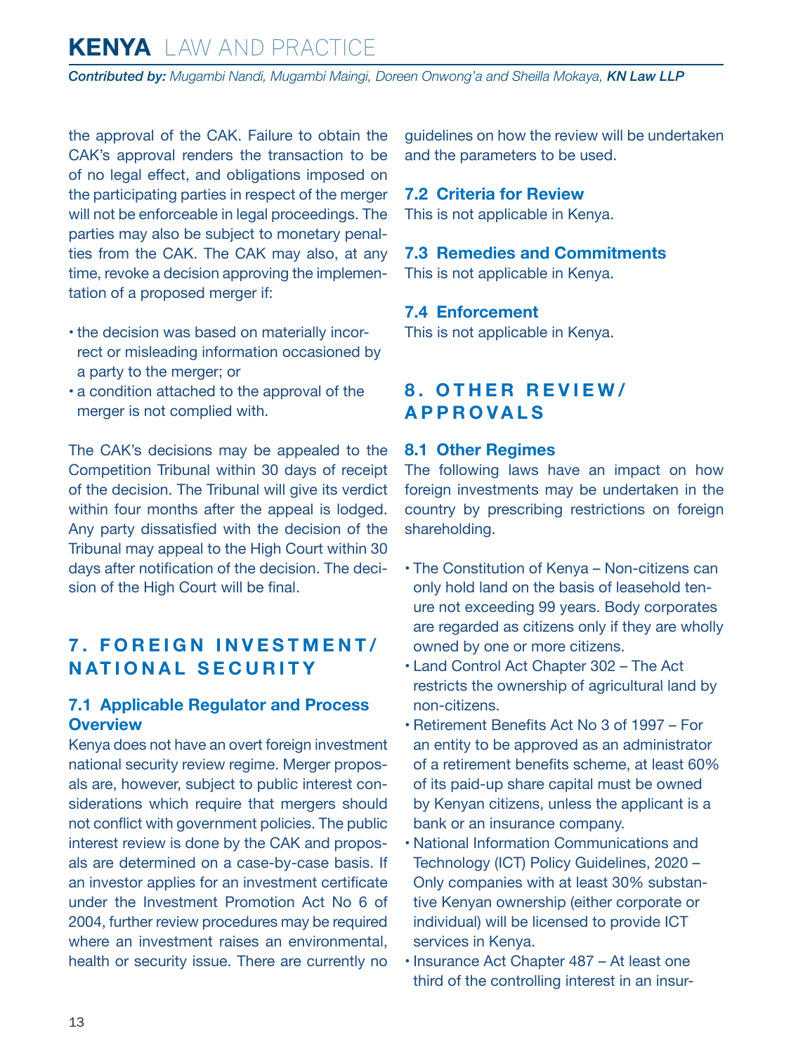the approval of the CAK. Failure to obtain the CAK's approval renders the transaction to be of no legal effect, and obligations imposed on the participating parties in respect of the merger will not be enforceable in legal proceedings. The parties may also be subject to monetary penalties from the CAK. The CAK may also, at any time, revoke a decision approving the implementation of a proposed merger if:

- the decision was based on materially incorrect or misleading information occasioned by a party to the merger; or
- a condition attached to the approval of the merger is not complied with.

The CAK's decisions may be appealed to the Competition Tribunal within 30 days of receipt of the decision. The Tribunal will give its verdict within four months after the appeal is lodged. Any party dissatisfied with the decision of the Tribunal may appeal to the High Court within 30 days after notification of the decision. The decision of the High Court will be final.

## 7. FOREIGN INVESTMENT/ NATIONAL SECURITY

### 7.1 Applicable Regulator and Process Overview

Kenya does not have an overt foreign investment national security review regime. Merger proposals are, however, subject to public interest considerations which require that mergers should not conflict with government policies. The public interest review is done by the CAK and proposals are determined on a case-by-case basis. If an investor applies for an investment certificate under the Investment Promotion Act No 6 of 2004, further review procedures may be required where an investment raises an environmental, health or security issue. There are currently no guidelines on how the review will be undertaken and the parameters to be used.

### 7.2 Criteria for Review

This is not applicable in Kenya.

### 7.3 Remedies and Commitments

This is not applicable in Kenya.

### 7.4 Enforcement

This is not applicable in Kenya.

## 8. OTHER REVIEW/ APPROVALS

### 8.1 Other Regimes

The following laws have an impact on how foreign investments may be undertaken in the country by prescribing restrictions on foreign shareholding.

- The Constitution of Kenya – Non-citizens can only hold land on the basis of leasehold tenure not exceeding 99 years. Body corporates are regarded as citizens only if they are wholly owned by one or more citizens.
- Land Control Act Chapter 302 – The Act restricts the ownership of agricultural land by non-citizens.
- Retirement Benefits Act No 3 of 1997 – For an entity to be approved as an administrator of a retirement benefits scheme, at least 60% of its paid-up share capital must be owned by Kenyan citizens, unless the applicant is a bank or an insurance company.
- National Information Communications and Technology (ICT) Policy Guidelines, 2020 – Only companies with at least 30% substantive Kenyan ownership (either corporate or individual) will be licensed to provide ICT services in Kenya.
- Insurance Act Chapter 487 – At least one third of the controlling interest in an insur-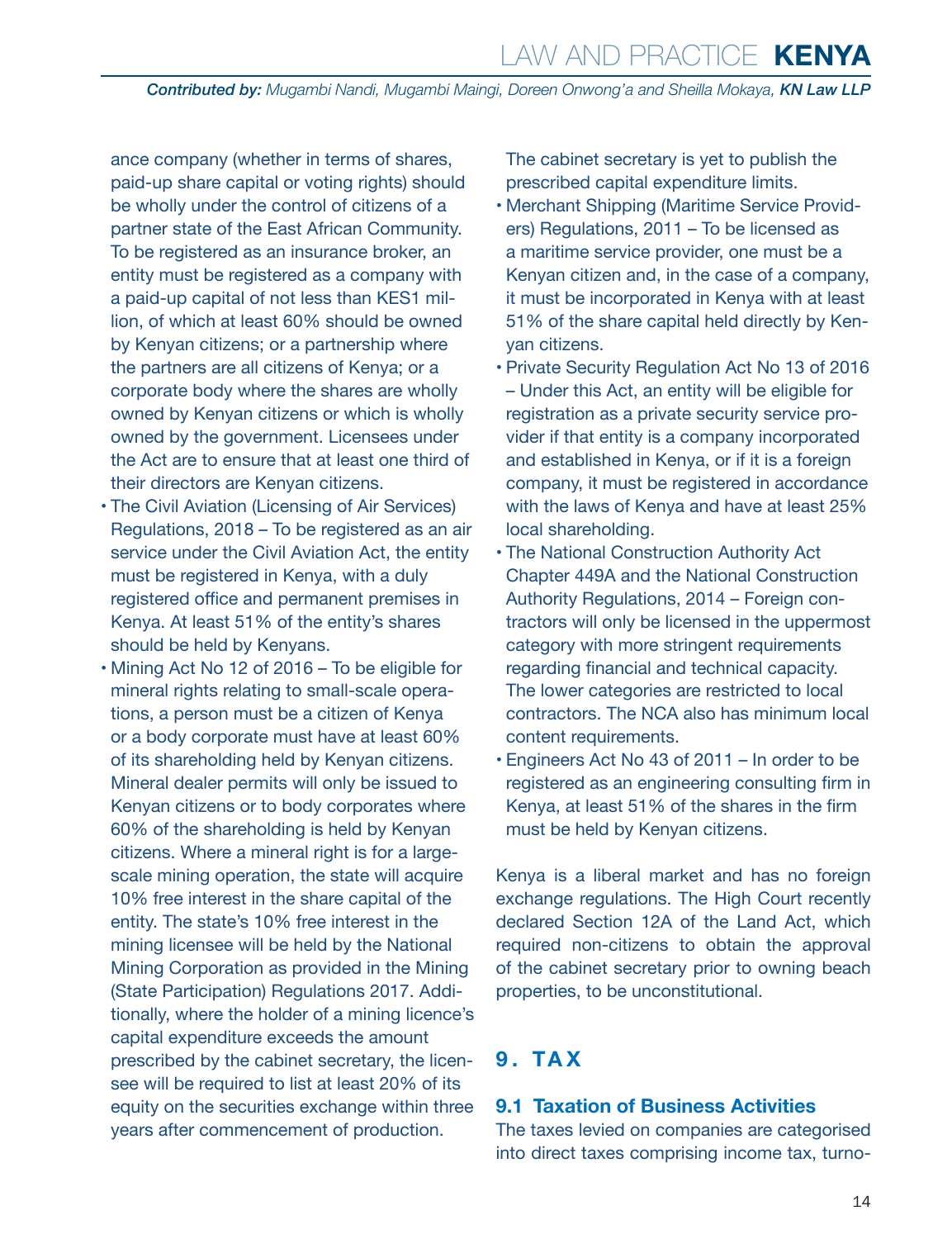ance company (whether in terms of shares, paid-up share capital or voting rights) should be wholly under the control of citizens of a partner state of the East African Community. To be registered as an insurance broker, an entity must be registered as a company with a paid-up capital of not less than KES1 million, of which at least 60% should be owned by Kenyan citizens; or a partnership where the partners are all citizens of Kenya; or a corporate body where the shares are wholly owned by Kenyan citizens or which is wholly owned by the government. Licensees under the Act are to ensure that at least one third of their directors are Kenyan citizens.

- The Civil Aviation (Licensing of Air Services) Regulations, 2018 – To be registered as an air service under the Civil Aviation Act, the entity must be registered in Kenya, with a duly registered office and permanent premises in Kenya. At least 51% of the entity's shares should be held by Kenyans.
- Mining Act No 12 of 2016 – To be eligible for mineral rights relating to small-scale operations, a person must be a citizen of Kenya or a body corporate must have at least 60% of its shareholding held by Kenyan citizens. Mineral dealer permits will only be issued to Kenyan citizens or to body corporates where 60% of the shareholding is held by Kenyan citizens. Where a mineral right is for a large-scale mining operation, the state will acquire 10% free interest in the share capital of the entity. The state's 10% free interest in the mining licensee will be held by the National Mining Corporation as provided in the Mining (State Participation) Regulations 2017. Additionally, where the holder of a mining licence's capital expenditure exceeds the amount prescribed by the cabinet secretary, the licensee will be required to list at least 20% of its equity on the securities exchange within three years after commencement of production. The cabinet secretary is yet to publish the prescribed capital expenditure limits.
- Merchant Shipping (Maritime Service Providers) Regulations, 2011 – To be licensed as a maritime service provider, one must be a Kenyan citizen and, in the case of a company, it must be incorporated in Kenya with at least 51% of the share capital held directly by Kenyan citizens.
- Private Security Regulation Act No 13 of 2016 – Under this Act, an entity will be eligible for registration as a private security service provider if that entity is a company incorporated and established in Kenya, or if it is a foreign company, it must be registered in accordance with the laws of Kenya and have at least 25% local shareholding.
- The National Construction Authority Act Chapter 449A and the National Construction Authority Regulations, 2014 – Foreign contractors will only be licensed in the uppermost category with more stringent requirements regarding financial and technical capacity. The lower categories are restricted to local contractors. The NCA also has minimum local content requirements.
- Engineers Act No 43 of 2011 – In order to be registered as an engineering consulting firm in Kenya, at least 51% of the shares in the firm must be held by Kenyan citizens.

Kenya is a liberal market and has no foreign exchange regulations. The High Court recently declared Section 12A of the Land Act, which required non-citizens to obtain the approval of the cabinet secretary prior to owning beach properties, to be unconstitutional.

## 9. TAX

### 9.1 Taxation of Business Activities

The taxes levied on companies are categorised into direct taxes comprising income tax, turno-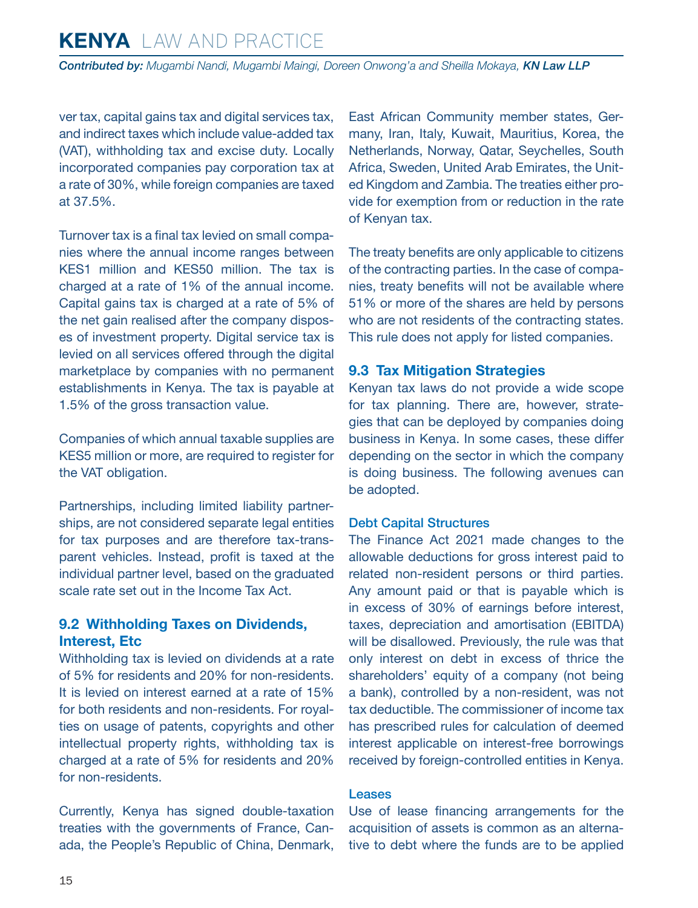ver tax, capital gains tax and digital services tax, and indirect taxes which include value-added tax (VAT), withholding tax and excise duty. Locally incorporated companies pay corporation tax at a rate of 30%, while foreign companies are taxed at 37.5%.

Turnover tax is a final tax levied on small companies where the annual income ranges between KES1 million and KES50 million. The tax is charged at a rate of 1% of the annual income. Capital gains tax is charged at a rate of 5% of the net gain realised after the company disposes of investment property. Digital service tax is levied on all services offered through the digital marketplace by companies with no permanent establishments in Kenya. The tax is payable at 1.5% of the gross transaction value.

Companies of which annual taxable supplies are KES5 million or more, are required to register for the VAT obligation.

Partnerships, including limited liability partnerships, are not considered separate legal entities for tax purposes and are therefore tax-transparent vehicles. Instead, profit is taxed at the individual partner level, based on the graduated scale rate set out in the Income Tax Act.

## 9.2 Withholding Taxes on Dividends, Interest, Etc

Withholding tax is levied on dividends at a rate of 5% for residents and 20% for non-residents. It is levied on interest earned at a rate of 15% for both residents and non-residents. For royalties on usage of patents, copyrights and other intellectual property rights, withholding tax is charged at a rate of 5% for residents and 20% for non-residents.

Currently, Kenya has signed double-taxation treaties with the governments of France, Canada, the People's Republic of China, Denmark, East African Community member states, Germany, Iran, Italy, Kuwait, Mauritius, Korea, the Netherlands, Norway, Qatar, Seychelles, South Africa, Sweden, United Arab Emirates, the United Kingdom and Zambia. The treaties either provide for exemption from or reduction in the rate of Kenyan tax.

The treaty benefits are only applicable to citizens of the contracting parties. In the case of companies, treaty benefits will not be available where 51% or more of the shares are held by persons who are not residents of the contracting states. This rule does not apply for listed companies.

## 9.3 Tax Mitigation Strategies

Kenyan tax laws do not provide a wide scope for tax planning. There are, however, strategies that can be deployed by companies doing business in Kenya. In some cases, these differ depending on the sector in which the company is doing business. The following avenues can be adopted.

### Debt Capital Structures

The Finance Act 2021 made changes to the allowable deductions for gross interest paid to related non-resident persons or third parties. Any amount paid or that is payable which is in excess of 30% of earnings before interest, taxes, depreciation and amortisation (EBITDA) will be disallowed. Previously, the rule was that only interest on debt in excess of thrice the shareholders' equity of a company (not being a bank), controlled by a non-resident, was not tax deductible. The commissioner of income tax has prescribed rules for calculation of deemed interest applicable on interest-free borrowings received by foreign-controlled entities in Kenya.

### Leases

Use of lease financing arrangements for the acquisition of assets is common as an alternative to debt where the funds are to be applied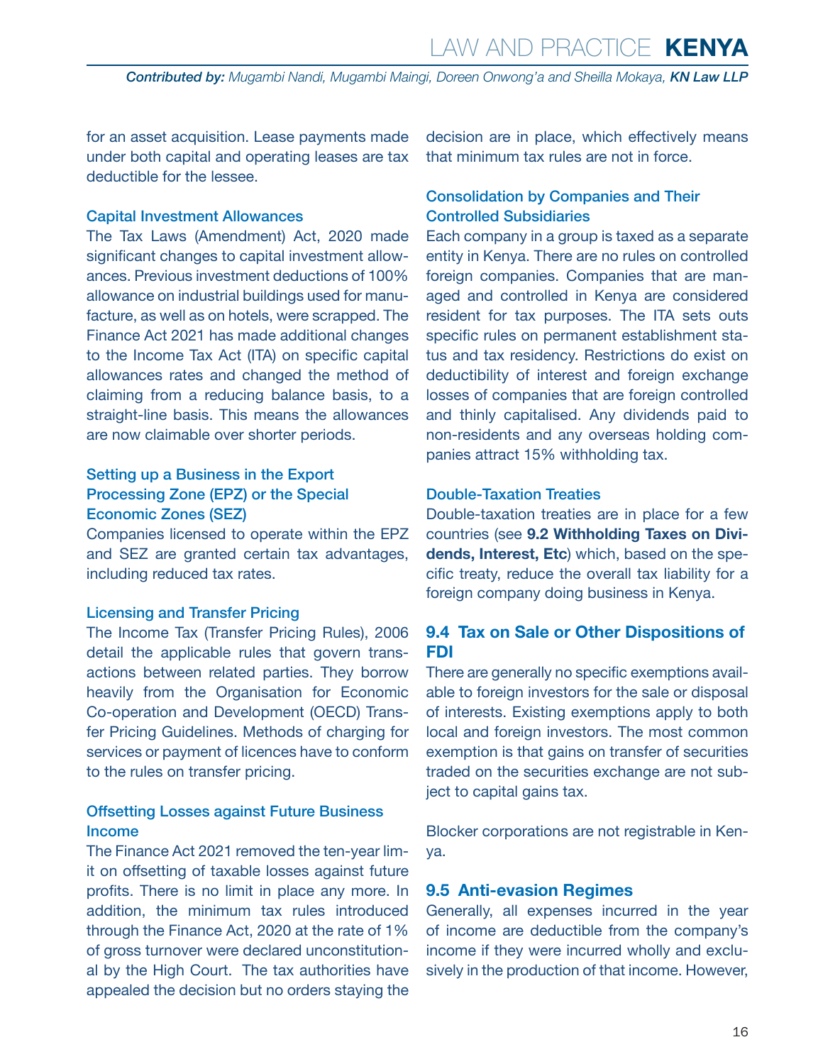for an asset acquisition. Lease payments made under both capital and operating leases are tax deductible for the lessee.

### Capital Investment Allowances

The Tax Laws (Amendment) Act, 2020 made significant changes to capital investment allowances. Previous investment deductions of 100% allowance on industrial buildings used for manufacture, as well as on hotels, were scrapped. The Finance Act 2021 has made additional changes to the Income Tax Act (ITA) on specific capital allowances rates and changed the method of claiming from a reducing balance basis, to a straight-line basis. This means the allowances are now claimable over shorter periods.

### Setting up a Business in the Export Processing Zone (EPZ) or the Special Economic Zones (SEZ)

Companies licensed to operate within the EPZ and SEZ are granted certain tax advantages, including reduced tax rates.

### Licensing and Transfer Pricing

The Income Tax (Transfer Pricing Rules), 2006 detail the applicable rules that govern transactions between related parties. They borrow heavily from the Organisation for Economic Co-operation and Development (OECD) Transfer Pricing Guidelines. Methods of charging for services or payment of licences have to conform to the rules on transfer pricing.

### Offsetting Losses against Future Business Income

The Finance Act 2021 removed the ten-year limit on offsetting of taxable losses against future profits. There is no limit in place any more. In addition, the minimum tax rules introduced through the Finance Act, 2020 at the rate of 1% of gross turnover were declared unconstitutional by the High Court. The tax authorities have appealed the decision but no orders staying the decision are in place, which effectively means that minimum tax rules are not in force.

### Consolidation by Companies and Their Controlled Subsidiaries

Each company in a group is taxed as a separate entity in Kenya. There are no rules on controlled foreign companies. Companies that are managed and controlled in Kenya are considered resident for tax purposes. The ITA sets outs specific rules on permanent establishment status and tax residency. Restrictions do exist on deductibility of interest and foreign exchange losses of companies that are foreign controlled and thinly capitalised. Any dividends paid to non-residents and any overseas holding companies attract 15% withholding tax.

### Double-Taxation Treaties

Double-taxation treaties are in place for a few countries (see **9.2 Withholding Taxes on Dividends, Interest, Etc**) which, based on the specific treaty, reduce the overall tax liability for a foreign company doing business in Kenya.

## 9.4 Tax on Sale or Other Dispositions of FDI

There are generally no specific exemptions available to foreign investors for the sale or disposal of interests. Existing exemptions apply to both local and foreign investors. The most common exemption is that gains on transfer of securities traded on the securities exchange are not subject to capital gains tax.

Blocker corporations are not registrable in Kenya.

## 9.5 Anti-evasion Regimes

Generally, all expenses incurred in the year of income are deductible from the company's income if they were incurred wholly and exclusively in the production of that income. However,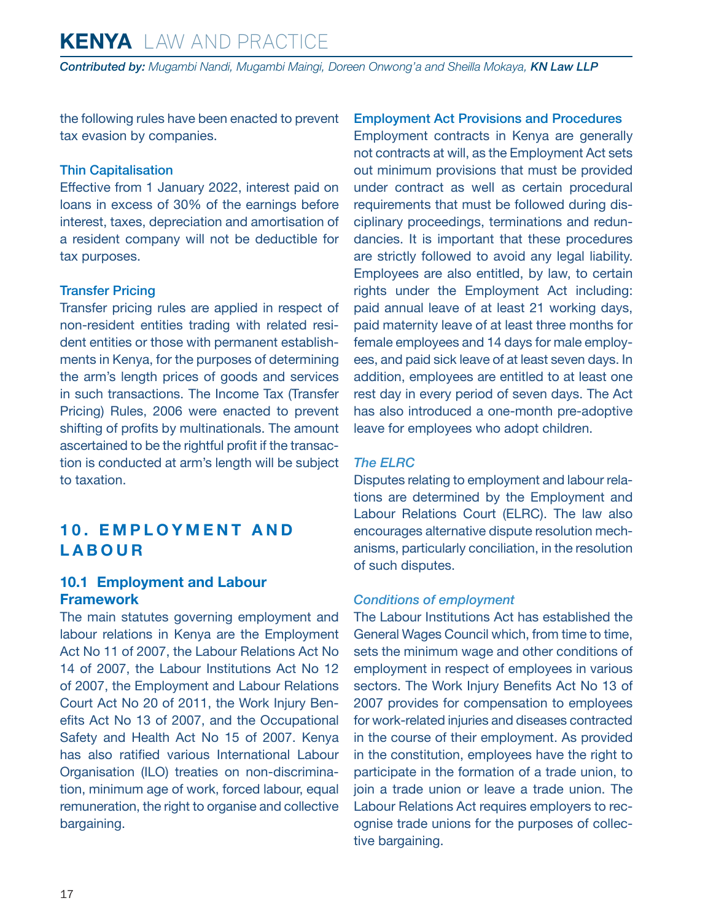the following rules have been enacted to prevent tax evasion by companies.

### Thin Capitalisation

Effective from 1 January 2022, interest paid on loans in excess of 30% of the earnings before interest, taxes, depreciation and amortisation of a resident company will not be deductible for tax purposes.

### Transfer Pricing

Transfer pricing rules are applied in respect of non-resident entities trading with related resident entities or those with permanent establishments in Kenya, for the purposes of determining the arm's length prices of goods and services in such transactions. The Income Tax (Transfer Pricing) Rules, 2006 were enacted to prevent shifting of profits by multinationals. The amount ascertained to be the rightful profit if the transaction is conducted at arm's length will be subject to taxation.

# 10. EMPLOYMENT AND LABOUR

## 10.1 Employment and Labour Framework

The main statutes governing employment and labour relations in Kenya are the Employment Act No 11 of 2007, the Labour Relations Act No 14 of 2007, the Labour Institutions Act No 12 of 2007, the Employment and Labour Relations Court Act No 20 of 2011, the Work Injury Benefits Act No 13 of 2007, and the Occupational Safety and Health Act No 15 of 2007. Kenya has also ratified various International Labour Organisation (ILO) treaties on non-discrimination, minimum age of work, forced labour, equal remuneration, the right to organise and collective bargaining.

### Employment Act Provisions and Procedures

Employment contracts in Kenya are generally not contracts at will, as the Employment Act sets out minimum provisions that must be provided under contract as well as certain procedural requirements that must be followed during disciplinary proceedings, terminations and redundancies. It is important that these procedures are strictly followed to avoid any legal liability. Employees are also entitled, by law, to certain rights under the Employment Act including: paid annual leave of at least 21 working days, paid maternity leave of at least three months for female employees and 14 days for male employees, and paid sick leave of at least seven days. In addition, employees are entitled to at least one rest day in every period of seven days. The Act has also introduced a one-month pre-adoptive leave for employees who adopt children.

#### *The ELRC*

Disputes relating to employment and labour relations are determined by the Employment and Labour Relations Court (ELRC). The law also encourages alternative dispute resolution mechanisms, particularly conciliation, in the resolution of such disputes.

#### *Conditions of employment*

The Labour Institutions Act has established the General Wages Council which, from time to time, sets the minimum wage and other conditions of employment in respect of employees in various sectors. The Work Injury Benefits Act No 13 of 2007 provides for compensation to employees for work-related injuries and diseases contracted in the course of their employment. As provided in the constitution, employees have the right to participate in the formation of a trade union, to join a trade union or leave a trade union. The Labour Relations Act requires employers to recognise trade unions for the purposes of collective bargaining.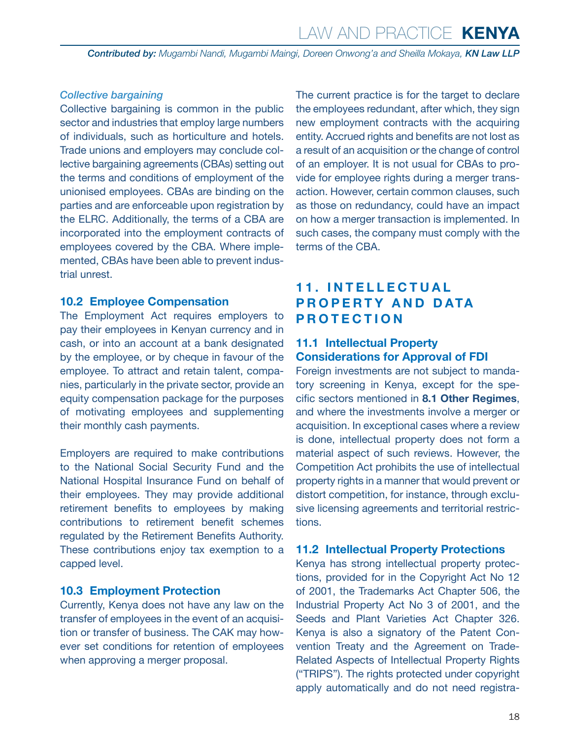*Collective bargaining*

Collective bargaining is common in the public sector and industries that employ large numbers of individuals, such as horticulture and hotels. Trade unions and employers may conclude collective bargaining agreements (CBAs) setting out the terms and conditions of employment of the unionised employees. CBAs are binding on the parties and are enforceable upon registration by the ELRC. Additionally, the terms of a CBA are incorporated into the employment contracts of employees covered by the CBA. Where implemented, CBAs have been able to prevent industrial unrest.

### 10.2 Employee Compensation

The Employment Act requires employers to pay their employees in Kenyan currency and in cash, or into an account at a bank designated by the employee, or by cheque in favour of the employee. To attract and retain talent, companies, particularly in the private sector, provide an equity compensation package for the purposes of motivating employees and supplementing their monthly cash payments.

Employers are required to make contributions to the National Social Security Fund and the National Hospital Insurance Fund on behalf of their employees. They may provide additional retirement benefits to employees by making contributions to retirement benefit schemes regulated by the Retirement Benefits Authority. These contributions enjoy tax exemption to a capped level.

### 10.3 Employment Protection

Currently, Kenya does not have any law on the transfer of employees in the event of an acquisition or transfer of business. The CAK may however set conditions for retention of employees when approving a merger proposal.

The current practice is for the target to declare the employees redundant, after which, they sign new employment contracts with the acquiring entity. Accrued rights and benefits are not lost as a result of an acquisition or the change of control of an employer. It is not usual for CBAs to provide for employee rights during a merger transaction. However, certain common clauses, such as those on redundancy, could have an impact on how a merger transaction is implemented. In such cases, the company must comply with the terms of the CBA.

## 11. INTELLECTUAL PROPERTY AND DATA PROTECTION

### 11.1 Intellectual Property Considerations for Approval of FDI

Foreign investments are not subject to mandatory screening in Kenya, except for the specific sectors mentioned in **8.1 Other Regimes**, and where the investments involve a merger or acquisition. In exceptional cases where a review is done, intellectual property does not form a material aspect of such reviews. However, the Competition Act prohibits the use of intellectual property rights in a manner that would prevent or distort competition, for instance, through exclusive licensing agreements and territorial restrictions.

### 11.2 Intellectual Property Protections

Kenya has strong intellectual property protections, provided for in the Copyright Act No 12 of 2001, the Trademarks Act Chapter 506, the Industrial Property Act No 3 of 2001, and the Seeds and Plant Varieties Act Chapter 326. Kenya is also a signatory of the Patent Convention Treaty and the Agreement on Trade-Related Aspects of Intellectual Property Rights ("TRIPS"). The rights protected under copyright apply automatically and do not need registra-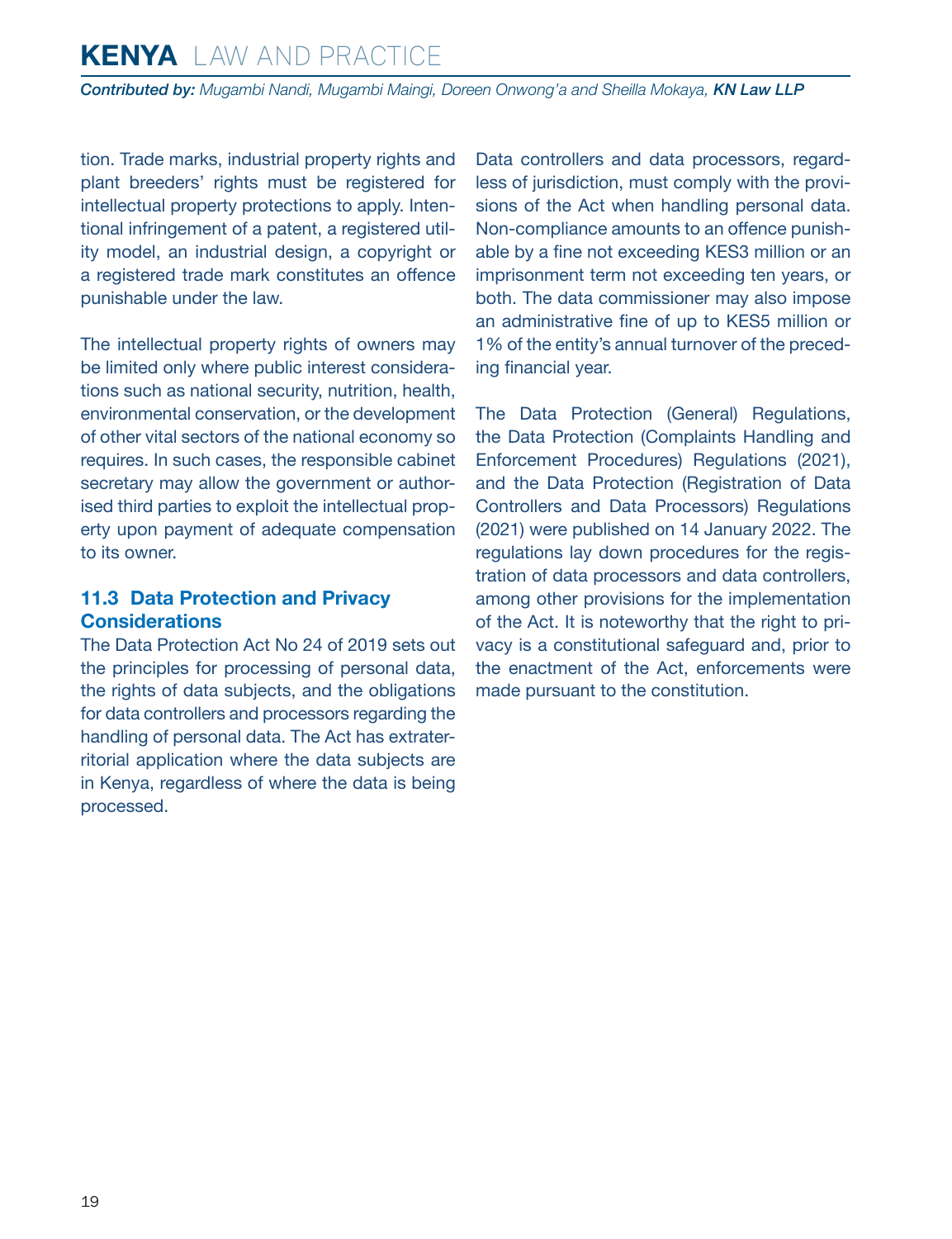tion. Trade marks, industrial property rights and plant breeders' rights must be registered for intellectual property protections to apply. Intentional infringement of a patent, a registered utility model, an industrial design, a copyright or a registered trade mark constitutes an offence punishable under the law.

The intellectual property rights of owners may be limited only where public interest considerations such as national security, nutrition, health, environmental conservation, or the development of other vital sectors of the national economy so requires. In such cases, the responsible cabinet secretary may allow the government or authorised third parties to exploit the intellectual property upon payment of adequate compensation to its owner.

### 11.3 Data Protection and Privacy Considerations

The Data Protection Act No 24 of 2019 sets out the principles for processing of personal data, the rights of data subjects, and the obligations for data controllers and processors regarding the handling of personal data. The Act has extraterritorial application where the data subjects are in Kenya, regardless of where the data is being processed.

Data controllers and data processors, regardless of jurisdiction, must comply with the provisions of the Act when handling personal data. Non-compliance amounts to an offence punishable by a fine not exceeding KES3 million or an imprisonment term not exceeding ten years, or both. The data commissioner may also impose an administrative fine of up to KES5 million or 1% of the entity's annual turnover of the preceding financial year.

The Data Protection (General) Regulations, the Data Protection (Complaints Handling and Enforcement Procedures) Regulations (2021), and the Data Protection (Registration of Data Controllers and Data Processors) Regulations (2021) were published on 14 January 2022. The regulations lay down procedures for the registration of data processors and data controllers, among other provisions for the implementation of the Act. It is noteworthy that the right to privacy is a constitutional safeguard and, prior to the enactment of the Act, enforcements were made pursuant to the constitution.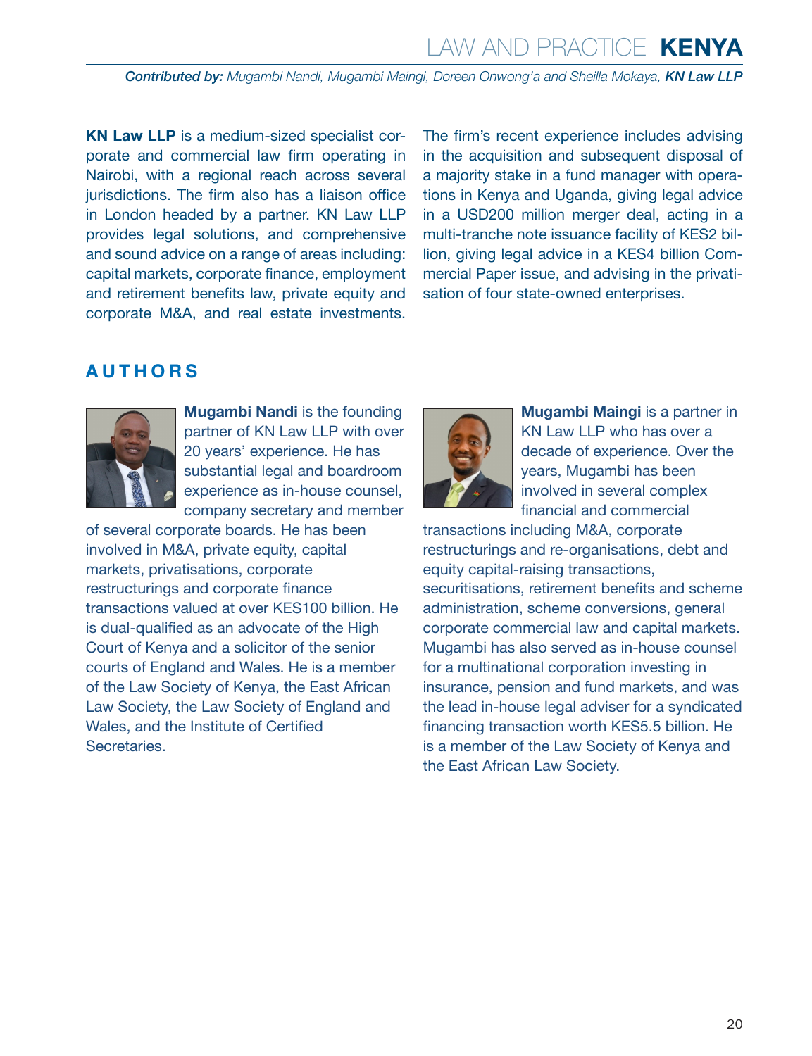**KN Law LLP** is a medium-sized specialist corporate and commercial law firm operating in Nairobi, with a regional reach across several jurisdictions. The firm also has a liaison office in London headed by a partner. KN Law LLP provides legal solutions, and comprehensive and sound advice on a range of areas including: capital markets, corporate finance, employment and retirement benefits law, private equity and corporate M&A, and real estate investments. The firm's recent experience includes advising in the acquisition and subsequent disposal of a majority stake in a fund manager with operations in Kenya and Uganda, giving legal advice in a USD200 million merger deal, acting in a multi-tranche note issuance facility of KES2 billion, giving legal advice in a KES4 billion Commercial Paper issue, and advising in the privatisation of four state-owned enterprises.

## AUTHORS

**Mugambi Nandi** is the founding partner of KN Law LLP with over 20 years' experience. He has substantial legal and boardroom experience as in-house counsel, company secretary and member of several corporate boards. He has been involved in M&A, private equity, capital markets, privatisations, corporate restructurings and corporate finance transactions valued at over KES100 billion. He is dual-qualified as an advocate of the High Court of Kenya and a solicitor of the senior courts of England and Wales. He is a member of the Law Society of Kenya, the East African Law Society, the Law Society of England and Wales, and the Institute of Certified Secretaries.

**Mugambi Maingi** is a partner in KN Law LLP who has over a decade of experience. Over the years, Mugambi has been involved in several complex financial and commercial transactions including M&A, corporate restructurings and re-organisations, debt and equity capital-raising transactions, securitisations, retirement benefits and scheme administration, scheme conversions, general corporate commercial law and capital markets. Mugambi has also served as in-house counsel for a multinational corporation investing in insurance, pension and fund markets, and was the lead in-house legal adviser for a syndicated financing transaction worth KES5.5 billion. He is a member of the Law Society of Kenya and the East African Law Society.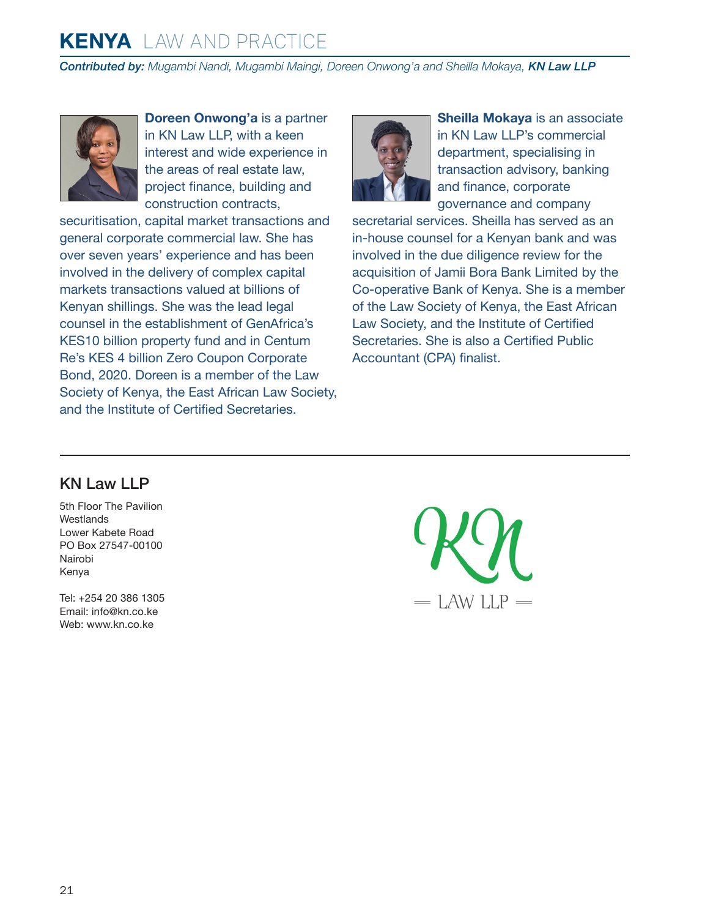**Doreen Onwong'a** is a partner in KN Law LLP, with a keen interest and wide experience in the areas of real estate law, project finance, building and construction contracts, securitisation, capital market transactions and general corporate commercial law. She has over seven years' experience and has been involved in the delivery of complex capital markets transactions valued at billions of Kenyan shillings. She was the lead legal counsel in the establishment of GenAfrica's KES10 billion property fund and in Centum Re's KES 4 billion Zero Coupon Corporate Bond, 2020. Doreen is a member of the Law Society of Kenya, the East African Law Society, and the Institute of Certified Secretaries.

**Sheilla Mokaya** is an associate in KN Law LLP's commercial department, specialising in transaction advisory, banking and finance, corporate governance and company secretarial services. Sheilla has served as an in-house counsel for a Kenyan bank and was involved in the due diligence review for the acquisition of Jamii Bora Bank Limited by the Co-operative Bank of Kenya. She is a member of the Law Society of Kenya, the East African Law Society, and the Institute of Certified Secretaries. She is also a Certified Public Accountant (CPA) finalist.

## KN Law LLP

5th Floor The Pavilion
Westlands
Lower Kabete Road
PO Box 27547-00100
Nairobi
Kenya

Tel: +254 20 386 1305
Email: info@kn.co.ke
Web: www.kn.co.ke

KN
LAW LLP